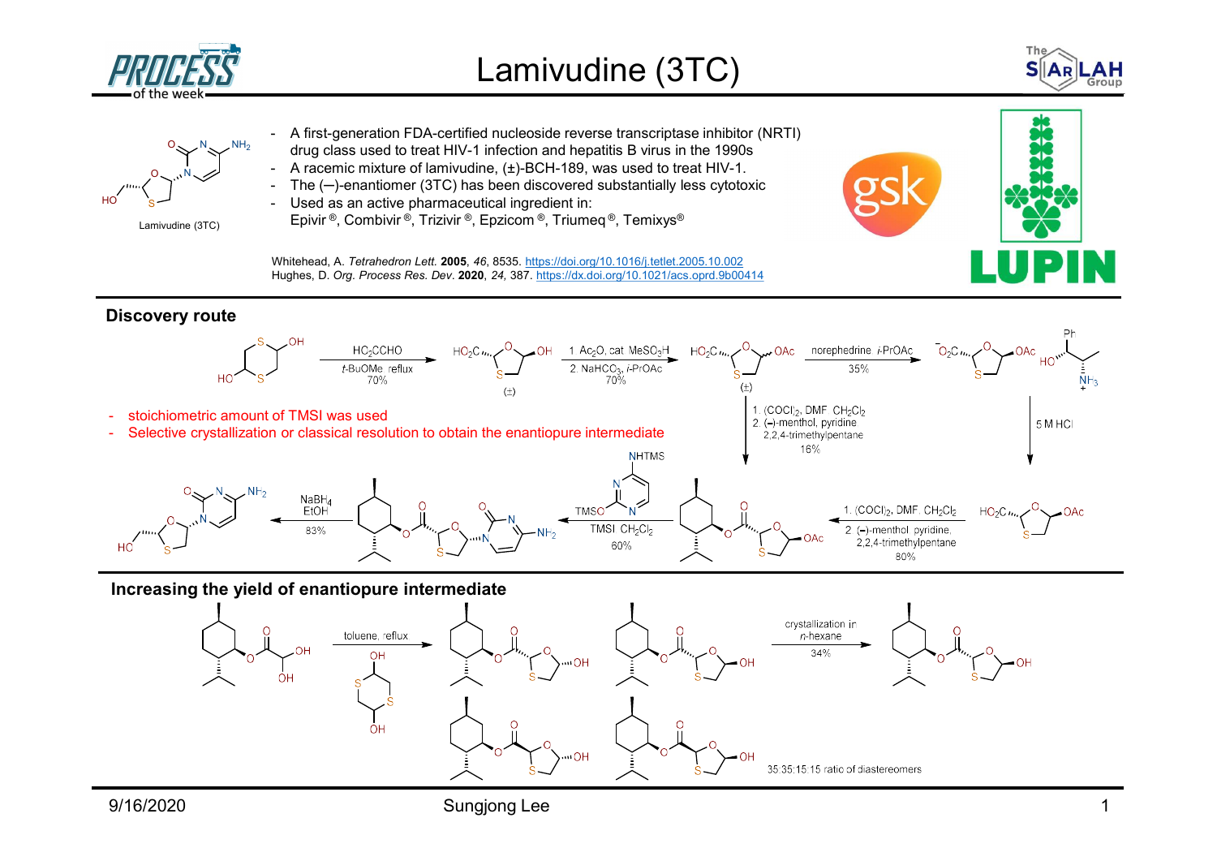# Lamivudine (3TC)

- A first-generation FDA-certified nucleoside reverse transcriptase inhibitor (NRTI) drug class used to treat HIV-1 infection and hepatitis B virus in the 1990s
- A racemic mixture of lamivudine, (±)-BCH-189, was used to treat HIV-1.
- The (–)-enantiomer (3TC) has been discovered substantially less cytotoxic
- Used as an active pharmaceutical ingredient in: Epivir®, Combivir®, Trizivir®, Epzicom®, Triumeq®, Temixys®

Lamivudine (3TC)

Whitehead, A. *Tetrahedron Lett.* **2005**, *46*, 8535. https://doi.org/10.1016/j.tetlet.2005.10.002
Hughes, D. *Org. Process Res. Dev*. **2020**, *24*, 387. https://dx.doi.org/10.1021/acs.oprd.9b00414

## Discovery route

$HC_2CCHO$, *t*-BuOMe, reflux, 70% → (±)

1. $Ac_2O$, cat. $MeSO_3H$ 2. $NaHCO_3$, *i*-PrOAc, 70% → (±)

norephedrine, *i*-PrOAc, 35%

5 M HCl

1. $(COCl)_2$, DMF, $CH_2Cl_2$ 2. (–)-menthol, pyridine, 2,2,4-trimethylpentane, 80%

1. $(COCl)_2$, DMF, $CH_2Cl_2$ 2. (–)-menthol, pyridine, 2,2,4-trimethylpentane, 16%

TMSI, $CH_2Cl_2$, 60%

$NaBH_4$, EtOH, 83%

- stoichiometric amount of TMSI was used
- Selective crystallization or classical resolution to obtain the enantiopure intermediate

## Increasing the yield of enantiopure intermediate

toluene, reflux

35:35:15:15 ratio of diastereomers

crystallization in *n*-hexane, 34%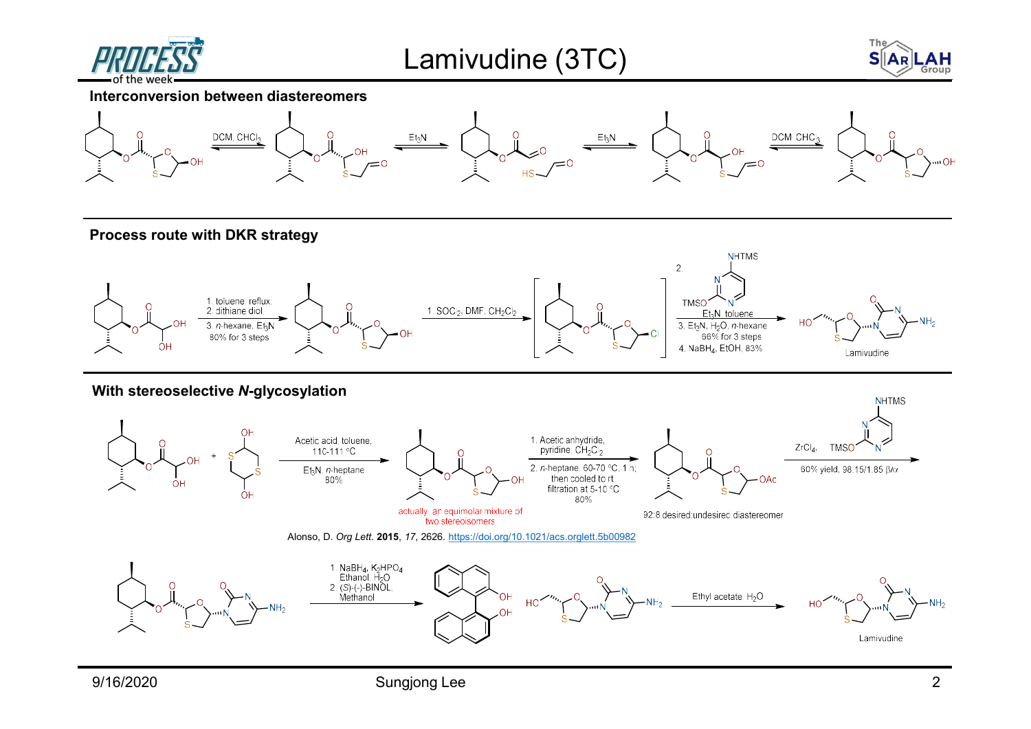# Lamivudine (3TC)

## Interconversion between diastereomers

DCM, $CHCl_3$ — $Et_3N$ — $Et_3N$ — DCM, $CHCl_3$

## Process route with DKR strategy

1. toluene, reflux;
2. dithiane diol
3. *n*-hexane, $Et_3N$
80% for 3 steps

1. $SOCl_2$, DMF, $CH_2Cl_2$

2. NHTMS / TMSO (silylated cytosine), $Et_3N$, toluene
3. $Et_3N$, $H_2O$, *n*-hexane
66% for 3 steps
4. $NaBH_4$, EtOH, 83%

Lamivudine

## With stereoselective *N*-glycosylation

Acetic acid, toluene, 110-111 °C

$Et_3N$, *n*-heptane
80%

actually, an equimolar mixture of two stereoisomers

1. Acetic anhydride, pyridine, $CH_2Cl_2$
2. *n*-heptane, 60-70 °C, 1 h; then cooled to rt filtration at 5-10 °C
80%

92:8 desired:undesired diastereomer

$ZrCl_4$, TMSO / NHTMS (silylated cytosine)

60% yield, 98.15/1.85 β/α

Alonso, D. *Org Lett.* **2015**, *17*, 2626. https://doi.org/10.1021/acs.orglett.5b00982

1. $NaBH_4$, $K_2HPO_4$, Ethanol, $H_2O$
2. (S)-(-)-BINOL, Methanol

Ethyl acetate, $H_2O$

Lamivudine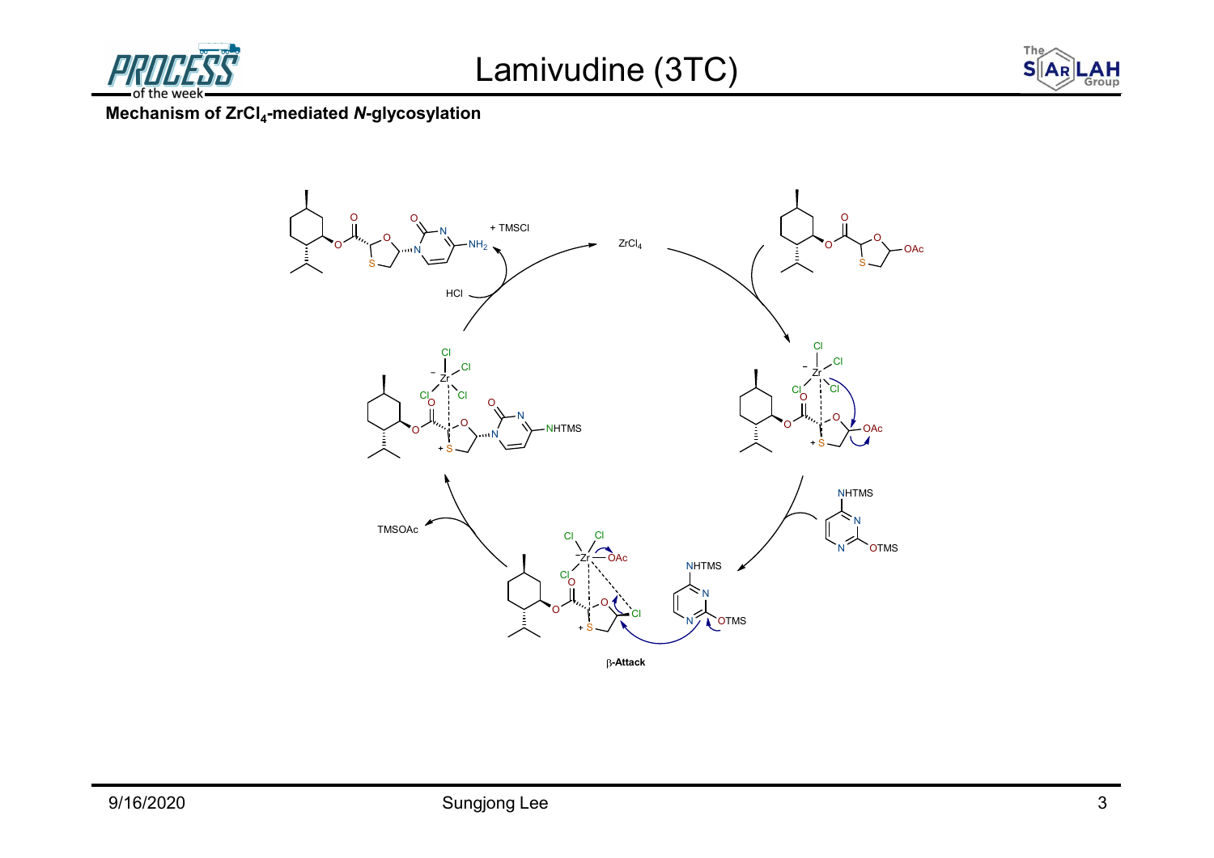# Lamivudine (3TC)

**Mechanism of $ZrCl_4$-mediated *N*-glycosylation**

+ TMSCl

$ZrCl_4$

HCl

OAc

NHTMS

OTMS

TMSOAc

β-Attack

Sungjong Lee

9/16/2020